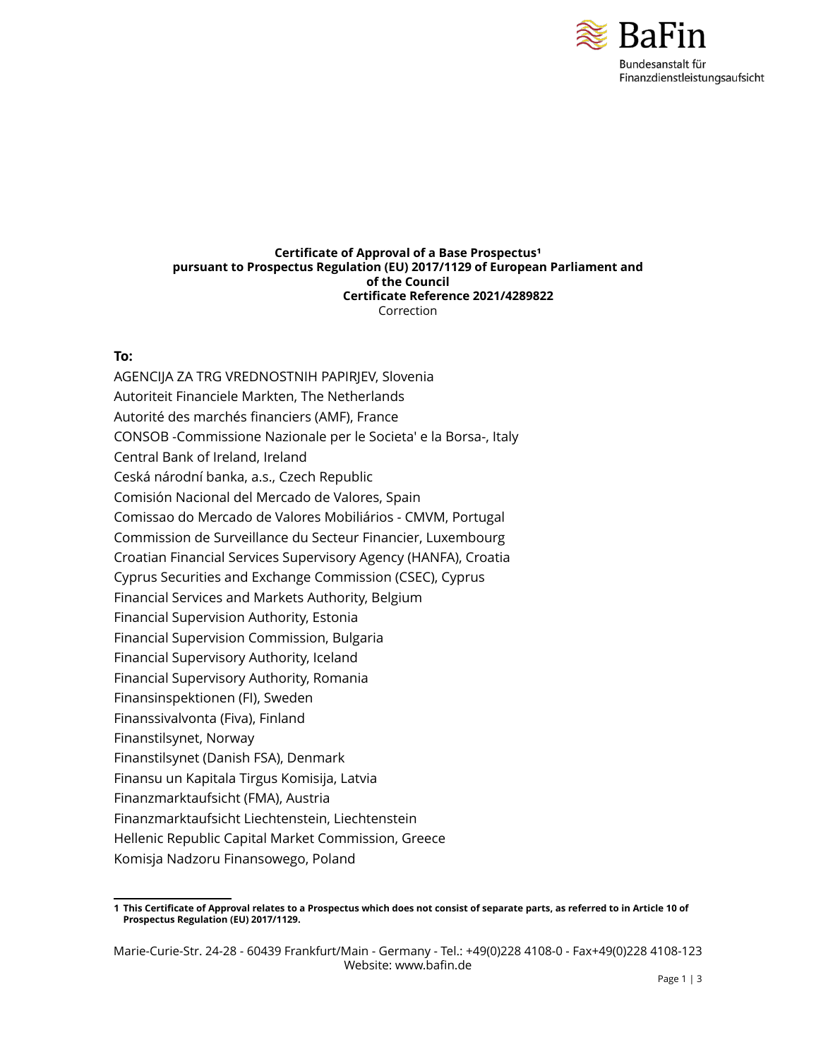BaFin

Bundesanstalt für Finanzdienstleistungsaufsicht

**Certificate of Approval of a Base Prospectus[1]**
**pursuant to Prospectus Regulation (EU) 2017/1129 of European Parliament and of the Council**
**Certificate Reference 2021/4289822**
Correction

**To:**

AGENCIJA ZA TRG VREDNOSTNIH PAPIRJEV, Slovenia
Autoriteit Financiele Markten, The Netherlands
Autorité des marchés financiers (AMF), France
CONSOB -Commissione Nazionale per le Societa' e la Borsa-, Italy
Central Bank of Ireland, Ireland
Ceská národní banka, a.s., Czech Republic
Comisión Nacional del Mercado de Valores, Spain
Comissao do Mercado de Valores Mobiliários - CMVM, Portugal
Commission de Surveillance du Secteur Financier, Luxembourg
Croatian Financial Services Supervisory Agency (HANFA), Croatia
Cyprus Securities and Exchange Commission (CSEC), Cyprus
Financial Services and Markets Authority, Belgium
Financial Supervision Authority, Estonia
Financial Supervision Commission, Bulgaria
Financial Supervisory Authority, Iceland
Financial Supervisory Authority, Romania
Finansinspektionen (FI), Sweden
Finanssivalvonta (Fiva), Finland
Finanstilsynet, Norway
Finanstilsynet (Danish FSA), Denmark
Finansu un Kapitala Tirgus Komisija, Latvia
Finanzmarktaufsicht (FMA), Austria
Finanzmarktaufsicht Liechtenstein, Liechtenstein
Hellenic Republic Capital Market Commission, Greece
Komisja Nadzoru Finansowego, Poland

---

**1 This Certificate of Approval relates to a Prospectus which does not consist of separate parts, as referred to in Article 10 of Prospectus Regulation (EU) 2017/1129.**

Marie-Curie-Str. 24-28 - 60439 Frankfurt/Main - Germany - Tel.: +49(0)228 4108-0 - Fax+49(0)228 4108-123
Website: www.bafin.de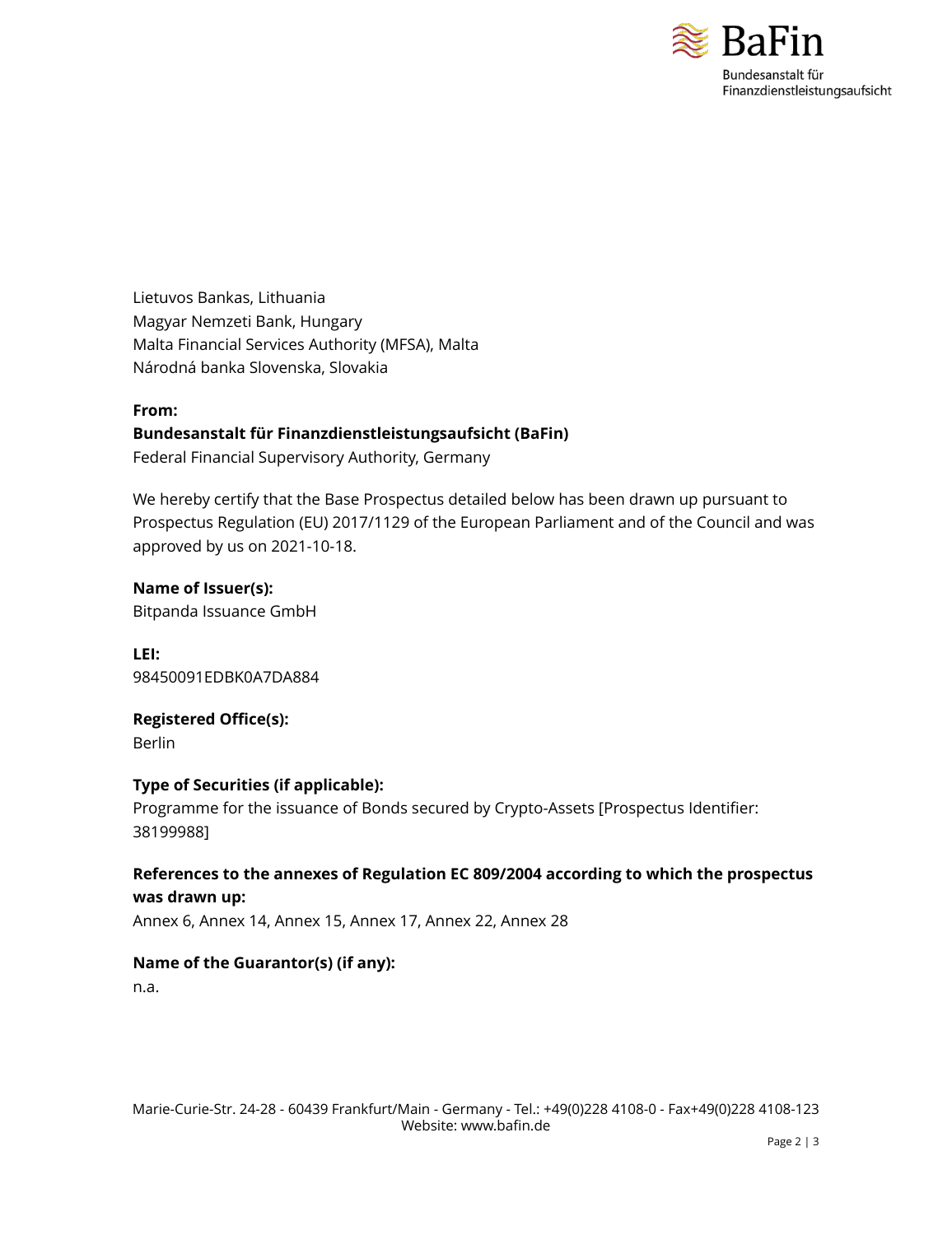Lietuvos Bankas, Lithuania
Magyar Nemzeti Bank, Hungary
Malta Financial Services Authority (MFSA), Malta
Národná banka Slovenska, Slovakia

**From:**
**Bundesanstalt für Finanzdienstleistungsaufsicht (BaFin)**
Federal Financial Supervisory Authority, Germany

We hereby certify that the Base Prospectus detailed below has been drawn up pursuant to Prospectus Regulation (EU) 2017/1129 of the European Parliament and of the Council and was approved by us on 2021-10-18.

**Name of Issuer(s):**
Bitpanda Issuance GmbH

**LEI:**
98450091EDBK0A7DA884

**Registered Office(s):**
Berlin

**Type of Securities (if applicable):**
Programme for the issuance of Bonds secured by Crypto-Assets [Prospectus Identifier: 38199988]

**References to the annexes of Regulation EC 809/2004 according to which the prospectus was drawn up:**
Annex 6, Annex 14, Annex 15, Annex 17, Annex 22, Annex 28

**Name of the Guarantor(s) (if any):**
n.a.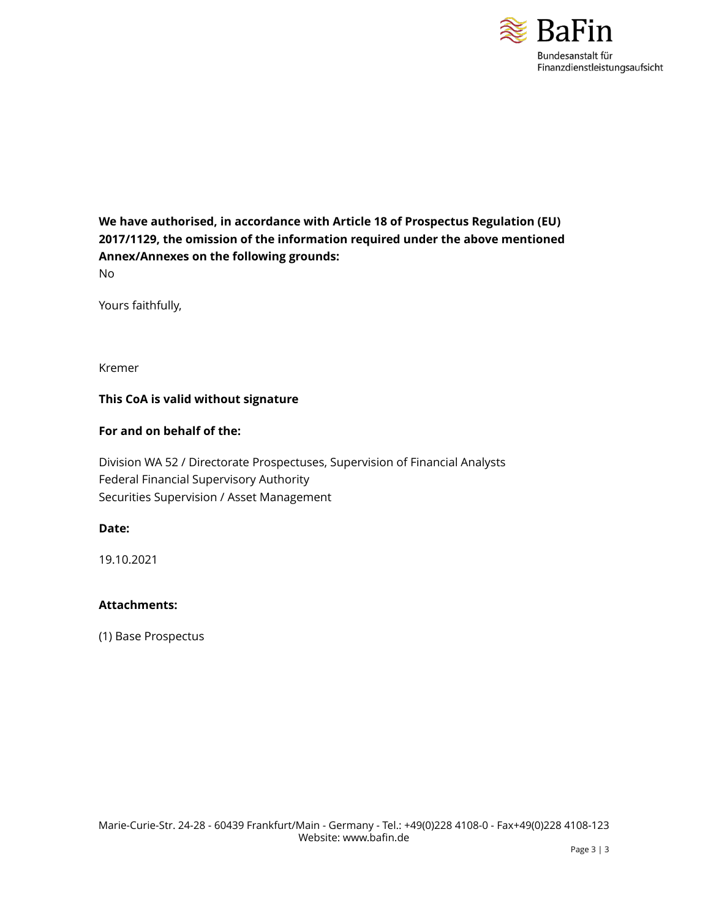**We have authorised, in accordance with Article 18 of Prospectus Regulation (EU) 2017/1129, the omission of the information required under the above mentioned Annex/Annexes on the following grounds:**

No

Yours faithfully,

Kremer

**This CoA is valid without signature**

**For and on behalf of the:**

Division WA 52 / Directorate Prospectuses, Supervision of Financial Analysts
Federal Financial Supervisory Authority
Securities Supervision / Asset Management

**Date:**

19.10.2021

**Attachments:**

(1) Base Prospectus

Marie-Curie-Str. 24-28 - 60439 Frankfurt/Main - Germany - Tel.: +49(0)228 4108-0 - Fax+49(0)228 4108-123
Website: www.bafin.de